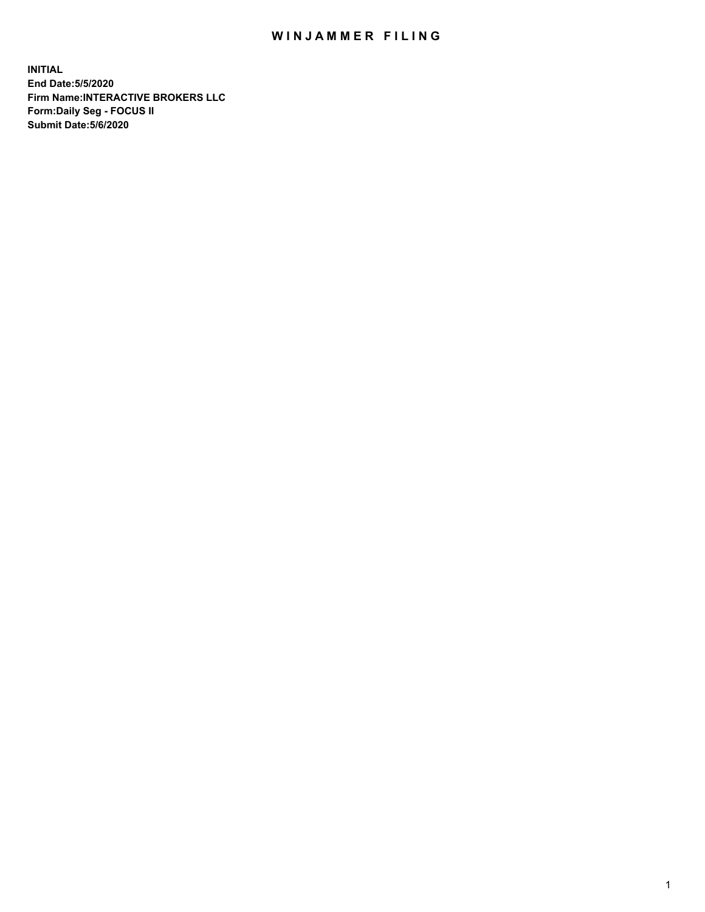# WINJAMMER FILING

**INITIAL**
**End Date:5/5/2020**
**Firm Name:INTERACTIVE BROKERS LLC**
**Form:Daily Seg - FOCUS II**
**Submit Date:5/6/2020**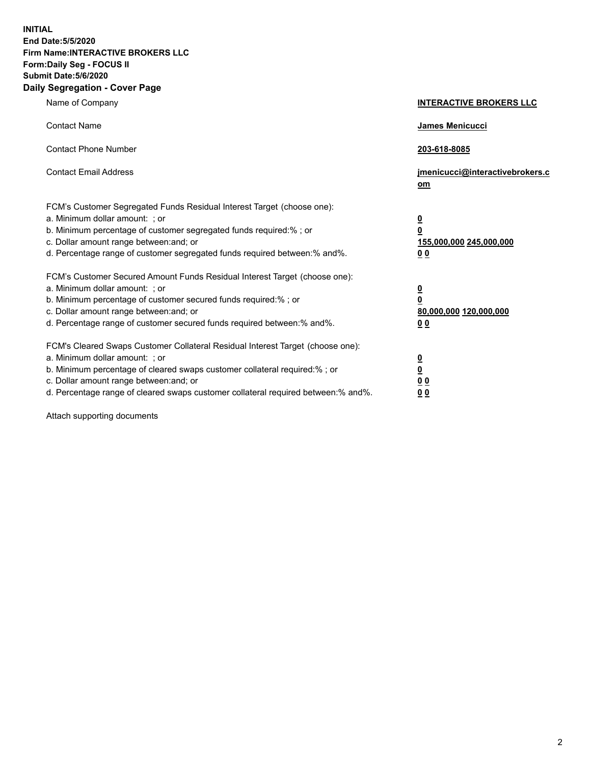**INITIAL**
**End Date:5/5/2020**
**Firm Name:INTERACTIVE BROKERS LLC**
**Form:Daily Seg - FOCUS II**
**Submit Date:5/6/2020**
**Daily Segregation - Cover Page**

| | |
|---|---|
| Name of Company | **INTERACTIVE BROKERS LLC** |
| Contact Name | **James Menicucci** |
| Contact Phone Number | **203-618-8085** |
| Contact Email Address | **jmenicucci@interactivebrokers.com** |
| FCM's Customer Segregated Funds Residual Interest Target (choose one): | |
| a. Minimum dollar amount: ; or | **0** |
| b. Minimum percentage of customer segregated funds required:% ; or | **0** |
| c. Dollar amount range between:and; or | **155,000,000 245,000,000** |
| d. Percentage range of customer segregated funds required between:% and%. | **0 0** |
| FCM's Customer Secured Amount Funds Residual Interest Target (choose one): | |
| a. Minimum dollar amount: ; or | **0** |
| b. Minimum percentage of customer secured funds required:% ; or | **0** |
| c. Dollar amount range between:and; or | **80,000,000 120,000,000** |
| d. Percentage range of customer secured funds required between:% and%. | **0 0** |
| FCM's Cleared Swaps Customer Collateral Residual Interest Target (choose one): | |
| a. Minimum dollar amount: ; or | **0** |
| b. Minimum percentage of cleared swaps customer collateral required:% ; or | **0** |
| c. Dollar amount range between:and; or | **0 0** |
| d. Percentage range of cleared swaps customer collateral required between:% and%. | **0 0** |

Attach supporting documents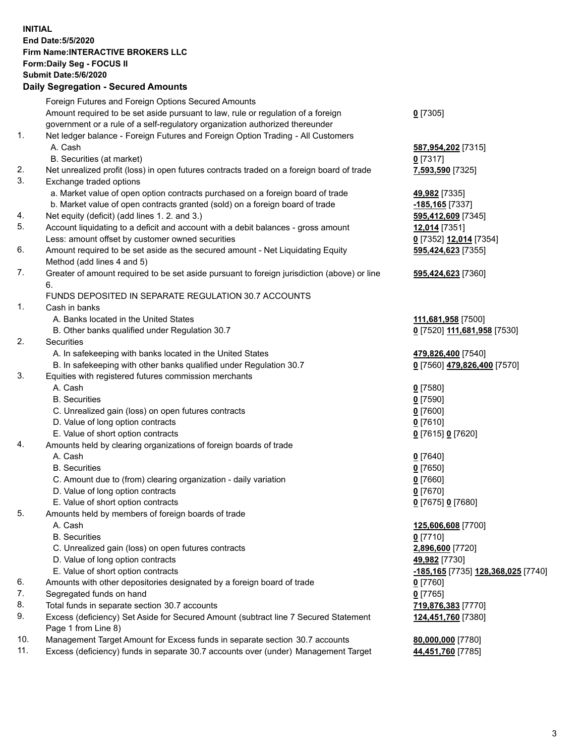**INITIAL**
**End Date:5/5/2020**
**Firm Name:INTERACTIVE BROKERS LLC**
**Form:Daily Seg - FOCUS II**
**Submit Date:5/6/2020**

## Daily Segregation - Secured Amounts

| | | |
|---|---|---|
| | Foreign Futures and Foreign Options Secured Amounts | |
| | Amount required to be set aside pursuant to law, rule or regulation of a foreign government or a rule of a self-regulatory organization authorized thereunder | **0** [7305] |
| 1. | Net ledger balance - Foreign Futures and Foreign Option Trading - All Customers | |
| | A. Cash | **587,954,202** [7315] |
| | B. Securities (at market) | **0** [7317] |
| 2. | Net unrealized profit (loss) in open futures contracts traded on a foreign board of trade | **7,593,590** [7325] |
| 3. | Exchange traded options | |
| | a. Market value of open option contracts purchased on a foreign board of trade | **49,982** [7335] |
| | b. Market value of open contracts granted (sold) on a foreign board of trade | **-185,165** [7337] |
| 4. | Net equity (deficit) (add lines 1. 2. and 3.) | **595,412,609** [7345] |
| 5. | Account liquidating to a deficit and account with a debit balances - gross amount | **12,014** [7351] |
| | Less: amount offset by customer owned securities | **0** [7352] **12,014** [7354] |
| 6. | Amount required to be set aside as the secured amount - Net Liquidating Equity Method (add lines 4 and 5) | **595,424,623** [7355] |
| 7. | Greater of amount required to be set aside pursuant to foreign jurisdiction (above) or line 6. | **595,424,623** [7360] |
| | FUNDS DEPOSITED IN SEPARATE REGULATION 30.7 ACCOUNTS | |
| 1. | Cash in banks | |
| | A. Banks located in the United States | **111,681,958** [7500] |
| | B. Other banks qualified under Regulation 30.7 | **0** [7520] **111,681,958** [7530] |
| 2. | Securities | |
| | A. In safekeeping with banks located in the United States | **479,826,400** [7540] |
| | B. In safekeeping with other banks qualified under Regulation 30.7 | **0** [7560] **479,826,400** [7570] |
| 3. | Equities with registered futures commission merchants | |
| | A. Cash | **0** [7580] |
| | B. Securities | **0** [7590] |
| | C. Unrealized gain (loss) on open futures contracts | **0** [7600] |
| | D. Value of long option contracts | **0** [7610] |
| | E. Value of short option contracts | **0** [7615] **0** [7620] |
| 4. | Amounts held by clearing organizations of foreign boards of trade | |
| | A. Cash | **0** [7640] |
| | B. Securities | **0** [7650] |
| | C. Amount due to (from) clearing organization - daily variation | **0** [7660] |
| | D. Value of long option contracts | **0** [7670] |
| | E. Value of short option contracts | **0** [7675] **0** [7680] |
| 5. | Amounts held by members of foreign boards of trade | |
| | A. Cash | **125,606,608** [7700] |
| | B. Securities | **0** [7710] |
| | C. Unrealized gain (loss) on open futures contracts | **2,896,600** [7720] |
| | D. Value of long option contracts | **49,982** [7730] |
| | E. Value of short option contracts | **-185,165** [7735] **128,368,025** [7740] |
| 6. | Amounts with other depositories designated by a foreign board of trade | **0** [7760] |
| 7. | Segregated funds on hand | **0** [7765] |
| 8. | Total funds in separate section 30.7 accounts | **719,876,383** [7770] |
| 9. | Excess (deficiency) Set Aside for Secured Amount (subtract line 7 Secured Statement Page 1 from Line 8) | **124,451,760** [7380] |
| 10. | Management Target Amount for Excess funds in separate section 30.7 accounts | **80,000,000** [7780] |
| 11. | Excess (deficiency) funds in separate 30.7 accounts over (under) Management Target | **44,451,760** [7785] |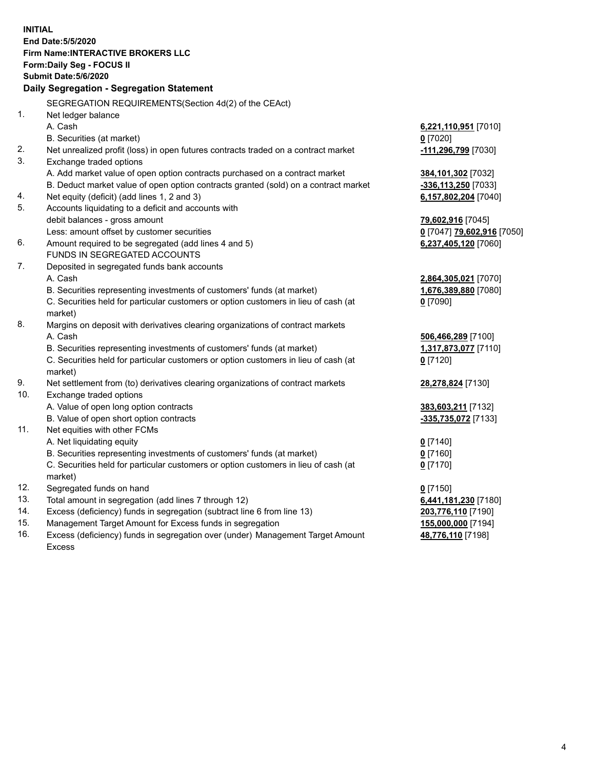**INITIAL**
**End Date:5/5/2020**
**Firm Name:INTERACTIVE BROKERS LLC**
**Form:Daily Seg - FOCUS II**
**Submit Date:5/6/2020**

**Daily Segregation - Segregation Statement**

SEGREGATION REQUIREMENTS(Section 4d(2) of the CEAct)

| | | |
|---|---|---|
| 1. | Net ledger balance | |
| | A. Cash | **6,221,110,951** [7010] |
| | B. Securities (at market) | **0** [7020] |
| 2. | Net unrealized profit (loss) in open futures contracts traded on a contract market | **-111,296,799** [7030] |
| 3. | Exchange traded options | |
| | A. Add market value of open option contracts purchased on a contract market | **384,101,302** [7032] |
| | B. Deduct market value of open option contracts granted (sold) on a contract market | **-336,113,250** [7033] |
| 4. | Net equity (deficit) (add lines 1, 2 and 3) | **6,157,802,204** [7040] |
| 5. | Accounts liquidating to a deficit and accounts with | |
| | debit balances - gross amount | **79,602,916** [7045] |
| | Less: amount offset by customer securities | **0** [7047] **79,602,916** [7050] |
| 6. | Amount required to be segregated (add lines 4 and 5) | **6,237,405,120** [7060] |
| | FUNDS IN SEGREGATED ACCOUNTS | |
| 7. | Deposited in segregated funds bank accounts | |
| | A. Cash | **2,864,305,021** [7070] |
| | B. Securities representing investments of customers' funds (at market) | **1,676,389,880** [7080] |
| | C. Securities held for particular customers or option customers in lieu of cash (at market) | **0** [7090] |
| 8. | Margins on deposit with derivatives clearing organizations of contract markets | |
| | A. Cash | **506,466,289** [7100] |
| | B. Securities representing investments of customers' funds (at market) | **1,317,873,077** [7110] |
| | C. Securities held for particular customers or option customers in lieu of cash (at market) | **0** [7120] |
| 9. | Net settlement from (to) derivatives clearing organizations of contract markets | **28,278,824** [7130] |
| 10. | Exchange traded options | |
| | A. Value of open long option contracts | **383,603,211** [7132] |
| | B. Value of open short option contracts | **-335,735,072** [7133] |
| 11. | Net equities with other FCMs | |
| | A. Net liquidating equity | **0** [7140] |
| | B. Securities representing investments of customers' funds (at market) | **0** [7160] |
| | C. Securities held for particular customers or option customers in lieu of cash (at market) | **0** [7170] |
| 12. | Segregated funds on hand | **0** [7150] |
| 13. | Total amount in segregation (add lines 7 through 12) | **6,441,181,230** [7180] |
| 14. | Excess (deficiency) funds in segregation (subtract line 6 from line 13) | **203,776,110** [7190] |
| 15. | Management Target Amount for Excess funds in segregation | **155,000,000** [7194] |
| 16. | Excess (deficiency) funds in segregation over (under) Management Target Amount Excess | **48,776,110** [7198] |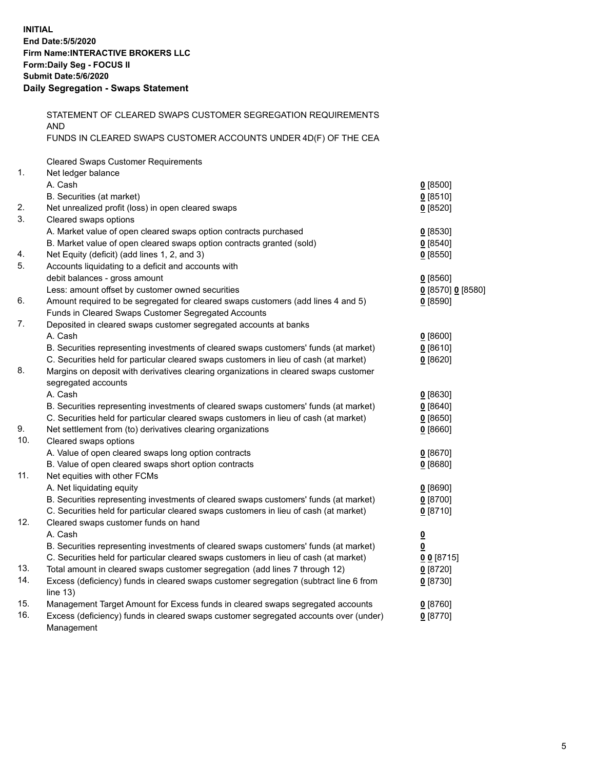**INITIAL**
**End Date:5/5/2020**
**Firm Name:INTERACTIVE BROKERS LLC**
**Form:Daily Seg - FOCUS II**
**Submit Date:5/6/2020**
**Daily Segregation - Swaps Statement**

STATEMENT OF CLEARED SWAPS CUSTOMER SEGREGATION REQUIREMENTS AND FUNDS IN CLEARED SWAPS CUSTOMER ACCOUNTS UNDER 4D(F) OF THE CEA

| | | |
|---|---|---|
| | Cleared Swaps Customer Requirements | |
| 1. | Net ledger balance | |
| | A. Cash | 0 [8500] |
| | B. Securities (at market) | 0 [8510] |
| 2. | Net unrealized profit (loss) in open cleared swaps | 0 [8520] |
| 3. | Cleared swaps options | |
| | A. Market value of open cleared swaps option contracts purchased | 0 [8530] |
| | B. Market value of open cleared swaps option contracts granted (sold) | 0 [8540] |
| 4. | Net Equity (deficit) (add lines 1, 2, and 3) | 0 [8550] |
| 5. | Accounts liquidating to a deficit and accounts with debit balances - gross amount | 0 [8560] |
| | Less: amount offset by customer owned securities | 0 [8570] 0 [8580] |
| 6. | Amount required to be segregated for cleared swaps customers (add lines 4 and 5) | 0 [8590] |
| | Funds in Cleared Swaps Customer Segregated Accounts | |
| 7. | Deposited in cleared swaps customer segregated accounts at banks | |
| | A. Cash | 0 [8600] |
| | B. Securities representing investments of cleared swaps customers' funds (at market) | 0 [8610] |
| | C. Securities held for particular cleared swaps customers in lieu of cash (at market) | 0 [8620] |
| 8. | Margins on deposit with derivatives clearing organizations in cleared swaps customer segregated accounts | |
| | A. Cash | 0 [8630] |
| | B. Securities representing investments of cleared swaps customers' funds (at market) | 0 [8640] |
| | C. Securities held for particular cleared swaps customers in lieu of cash (at market) | 0 [8650] |
| 9. | Net settlement from (to) derivatives clearing organizations | 0 [8660] |
| 10. | Cleared swaps options | |
| | A. Value of open cleared swaps long option contracts | 0 [8670] |
| | B. Value of open cleared swaps short option contracts | 0 [8680] |
| 11. | Net equities with other FCMs | |
| | A. Net liquidating equity | 0 [8690] |
| | B. Securities representing investments of cleared swaps customers' funds (at market) | 0 [8700] |
| | C. Securities held for particular cleared swaps customers in lieu of cash (at market) | 0 [8710] |
| 12. | Cleared swaps customer funds on hand | |
| | A. Cash | 0 |
| | B. Securities representing investments of cleared swaps customers' funds (at market) | 0 |
| | C. Securities held for particular cleared swaps customers in lieu of cash (at market) | 0 0 [8715] |
| 13. | Total amount in cleared swaps customer segregation (add lines 7 through 12) | 0 [8720] |
| 14. | Excess (deficiency) funds in cleared swaps customer segregation (subtract line 6 from line 13) | 0 [8730] |
| 15. | Management Target Amount for Excess funds in cleared swaps segregated accounts | 0 [8760] |
| 16. | Excess (deficiency) funds in cleared swaps customer segregated accounts over (under) Management | 0 [8770] |